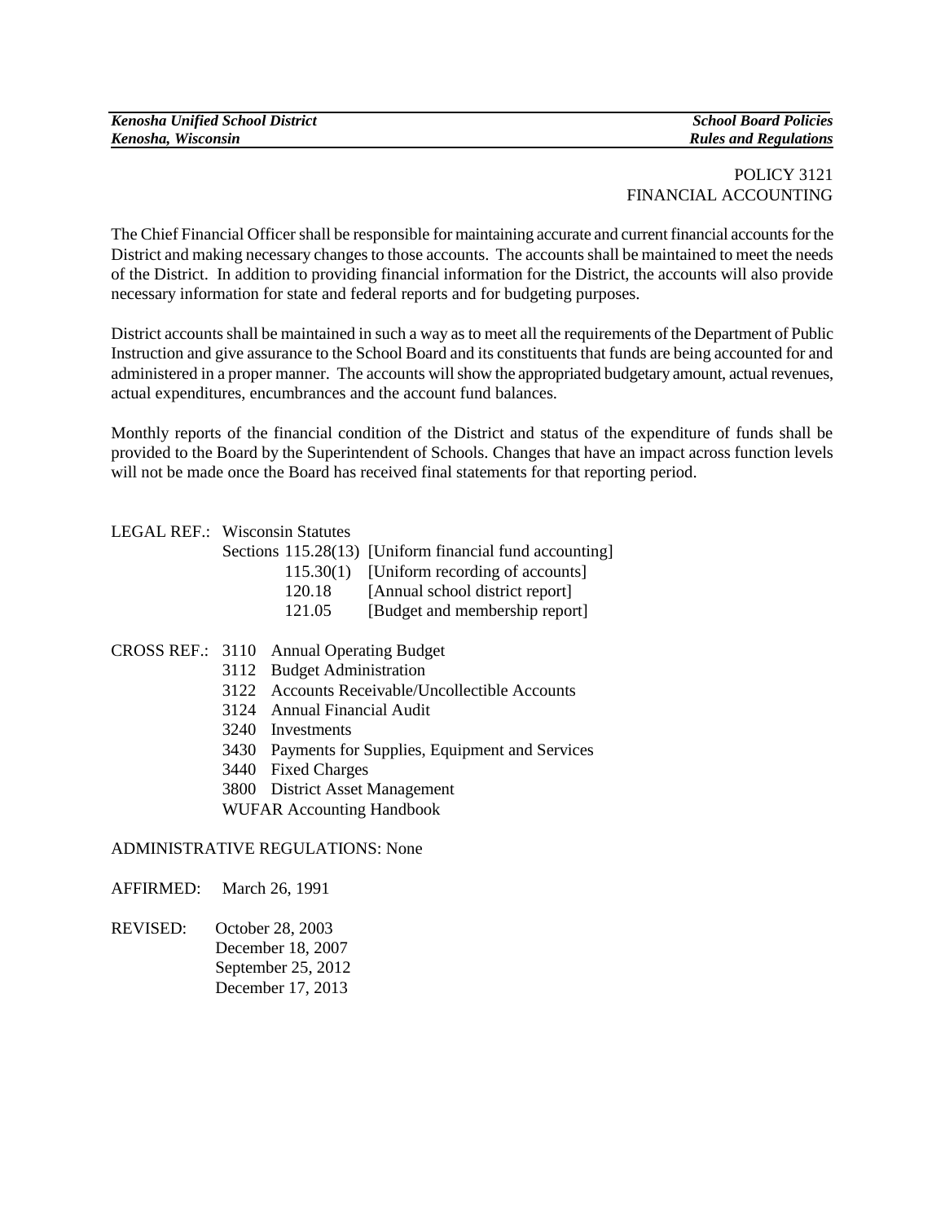*Kenosha Unified School District* — *School Board Policies*
*Kenosha, Wisconsin* — *Rules and Regulations*

# POLICY 3121
# FINANCIAL ACCOUNTING

The Chief Financial Officer shall be responsible for maintaining accurate and current financial accounts for the District and making necessary changes to those accounts. The accounts shall be maintained to meet the needs of the District. In addition to providing financial information for the District, the accounts will also provide necessary information for state and federal reports and for budgeting purposes.

District accounts shall be maintained in such a way as to meet all the requirements of the Department of Public Instruction and give assurance to the School Board and its constituents that funds are being accounted for and administered in a proper manner. The accounts will show the appropriated budgetary amount, actual revenues, actual expenditures, encumbrances and the account fund balances.

Monthly reports of the financial condition of the District and status of the expenditure of funds shall be provided to the Board by the Superintendent of Schools. Changes that have an impact across function levels will not be made once the Board has received final statements for that reporting period.

LEGAL REF.: Wisconsin Statutes

- Sections 115.28(13) [Uniform financial fund accounting]
- 115.30(1) [Uniform recording of accounts]
- 120.18 [Annual school district report]
- 121.05 [Budget and membership report]

CROSS REF.:

- 3110 Annual Operating Budget
- 3112 Budget Administration
- 3122 Accounts Receivable/Uncollectible Accounts
- 3124 Annual Financial Audit
- 3240 Investments
- 3430 Payments for Supplies, Equipment and Services
- 3440 Fixed Charges
- 3800 District Asset Management
- WUFAR Accounting Handbook

ADMINISTRATIVE REGULATIONS: None

AFFIRMED: March 26, 1991

REVISED:
- October 28, 2003
- December 18, 2007
- September 25, 2012
- December 17, 2013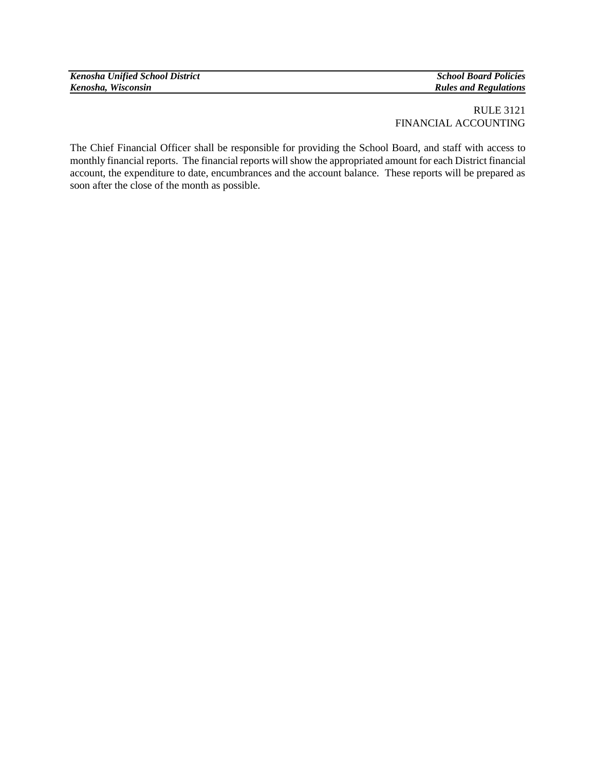RULE 3121
FINANCIAL ACCOUNTING

The Chief Financial Officer shall be responsible for providing the School Board, and staff with access to monthly financial reports. The financial reports will show the appropriated amount for each District financial account, the expenditure to date, encumbrances and the account balance. These reports will be prepared as soon after the close of the month as possible.